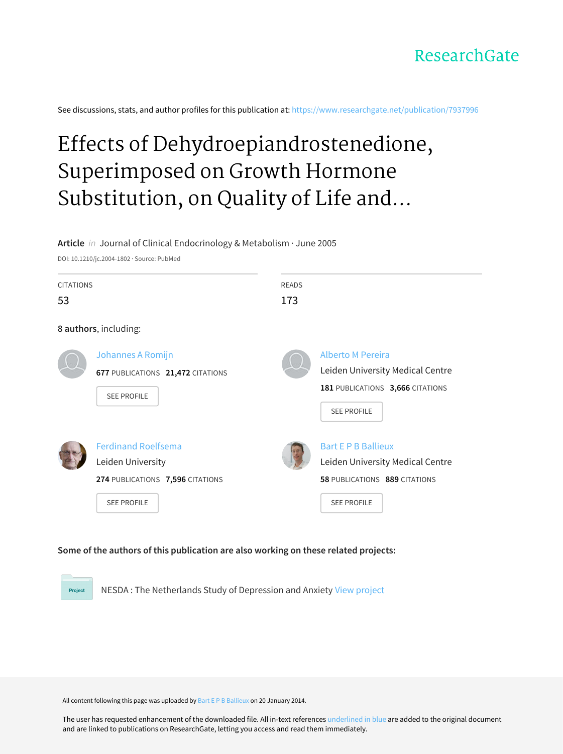ResearchGate

See discussions, stats, and author profiles for this publication at: https://www.researchgate.net/publication/7937996

# Effects of Dehydroepiandrostenedione, Superimposed on Growth Hormone Substitution, on Quality of Life and...

**Article** *in* Journal of Clinical Endocrinology & Metabolism · June 2005

DOI: 10.1210/jc.2004-1802 · Source: PubMed

CITATIONS
53

READS
173

**8 authors**, including:

Johannes A Romijn
**677** PUBLICATIONS **21,472** CITATIONS
SEE PROFILE

Alberto M Pereira
Leiden University Medical Centre
**181** PUBLICATIONS **3,666** CITATIONS
SEE PROFILE

Ferdinand Roelfsema
Leiden University
**274** PUBLICATIONS **7,596** CITATIONS
SEE PROFILE

Bart E P B Ballieux
Leiden University Medical Centre
**58** PUBLICATIONS **889** CITATIONS
SEE PROFILE

**Some of the authors of this publication are also working on these related projects:**

Project NESDA : The Netherlands Study of Depression and Anxiety View project

All content following this page was uploaded by Bart E P B Ballieux on 20 January 2014.

The user has requested enhancement of the downloaded file. All in-text references underlined in blue are added to the original document and are linked to publications on ResearchGate, letting you access and read them immediately.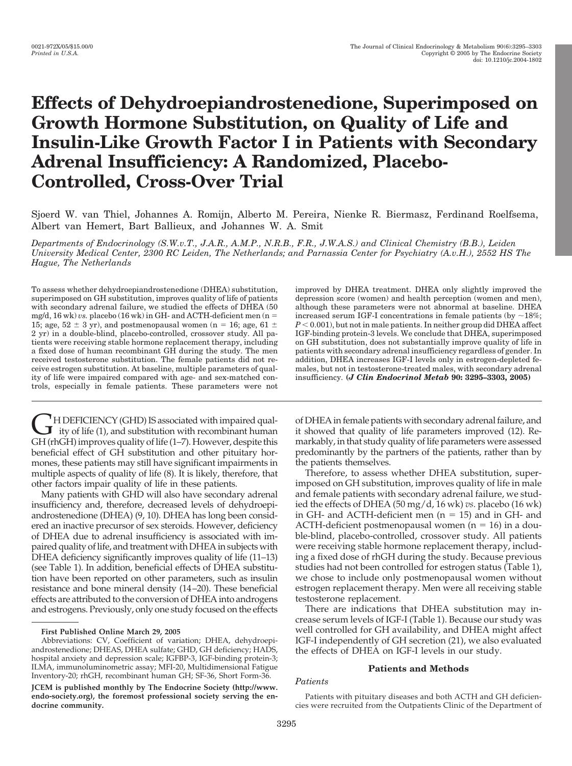0021-972X/05/$15.00/0
Printed in U.S.A.

# Effects of Dehydroepiandrostenedione, Superimposed on Growth Hormone Substitution, on Quality of Life and Insulin-Like Growth Factor I in Patients with Secondary Adrenal Insufficiency: A Randomized, Placebo-Controlled, Cross-Over Trial

Sjoerd W. van Thiel, Johannes A. Romijn, Alberto M. Pereira, Nienke R. Biermasz, Ferdinand Roelfsema, Albert van Hemert, Bart Ballieux, and Johannes W. A. Smit

*Departments of Endocrinology (S.W.v.T., J.A.R., A.M.P., N.R.B., F.R., J.W.A.S.) and Clinical Chemistry (B.B.), Leiden University Medical Center, 2300 RC Leiden, The Netherlands; and Parnassia Center for Psychiatry (A.v.H.), 2552 HS The Hague, The Netherlands*

To assess whether dehydroepiandrostenedione (DHEA) substitution, superimposed on GH substitution, improves quality of life of patients with secondary adrenal failure, we studied the effects of DHEA (50 mg/d, 16 wk) *vs.* placebo (16 wk) in GH- and ACTH-deficient men (n = 15; age, 52 ± 3 yr), and postmenopausal women (n = 16; age, 61 ± 2 yr) in a double-blind, placebo-controlled, crossover study. All patients were receiving stable hormone replacement therapy, including a fixed dose of human recombinant GH during the study. The men received testosterone substitution. The female patients did not receive estrogen substitution. At baseline, multiple parameters of quality of life were impaired compared with age- and sex-matched controls, especially in female patients. These parameters were not improved by DHEA treatment. DHEA only slightly improved the depression score (women) and health perception (women and men), although these parameters were not abnormal at baseline. DHEA increased serum IGF-I concentrations in female patients (by ~18%; $P < 0.001$), but not in male patients. In neither group did DHEA affect IGF-binding protein-3 levels. We conclude that DHEA, superimposed on GH substitution, does not substantially improve quality of life in patients with secondary adrenal insufficiency regardless of gender. In addition, DHEA increases IGF-I levels only in estrogen-depleted females, but not in testosterone-treated males, with secondary adrenal insufficiency. **(*J Clin Endocrinol Metab* 90: 3295–3303, 2005)**

GH DEFICIENCY (GHD) IS associated with impaired quality of life (1), and substitution with recombinant human GH (rhGH) improves quality of life (1–7). However, despite this beneficial effect of GH substitution and other pituitary hormones, these patients may still have significant impairments in multiple aspects of quality of life (8). It is likely, therefore, that other factors impair quality of life in these patients.

Many patients with GHD will also have secondary adrenal insufficiency and, therefore, decreased levels of dehydroepiandrostenedione (DHEA) (9, 10). DHEA has long been considered an inactive precursor of sex steroids. However, deficiency of DHEA due to adrenal insufficiency is associated with impaired quality of life, and treatment with DHEA in subjects with DHEA deficiency significantly improves quality of life (11–13) (see Table 1). In addition, beneficial effects of DHEA substitution have been reported on other parameters, such as insulin resistance and bone mineral density (14–20). These beneficial effects are attributed to the conversion of DHEA into androgens and estrogens. Previously, only one study focused on the effects of DHEA in female patients with secondary adrenal failure, and it showed that quality of life parameters improved (12). Remarkably, in that study quality of life parameters were assessed predominantly by the partners of the patients, rather than by the patients themselves.

Therefore, to assess whether DHEA substitution, superimposed on GH substitution, improves quality of life in male and female patients with secondary adrenal failure, we studied the effects of DHEA (50 mg/d, 16 wk) *vs.* placebo (16 wk) in GH- and ACTH-deficient men (n = 15) and in GH- and ACTH-deficient postmenopausal women (n = 16) in a double-blind, placebo-controlled, crossover study. All patients were receiving stable hormone replacement therapy, including a fixed dose of rhGH during the study. Because previous studies had not been controlled for estrogen status (Table 1), we chose to include only postmenopausal women without estrogen replacement therapy. Men were all receiving stable testosterone replacement.

There are indications that DHEA substitution may increase serum levels of IGF-I (Table 1). Because our study was well controlled for GH availability, and DHEA might affect IGF-I independently of GH secretion (21), we also evaluated the effects of DHEA on IGF-I levels in our study.

## Patients and Methods

### Patients

Patients with pituitary diseases and both ACTH and GH deficiencies were recruited from the Outpatients Clinic of the Department of

---

**First Published Online March 29, 2005**

Abbreviations: CV, Coefficient of variation; DHEA, dehydroepiandrostenedione; DHEAS, DHEA sulfate; GHD, GH deficiency; HADS, hospital anxiety and depression scale; IGFBP-3, IGF-binding protein-3; ILMA, immunoluminometric assay; MFI-20, Multidimensional Fatigue Inventory-20; rhGH, recombinant human GH; SF-36, Short Form-36.

**JCEM is published monthly by The Endocrine Society (http://www.endo-society.org), the foremost professional society serving the endocrine community.**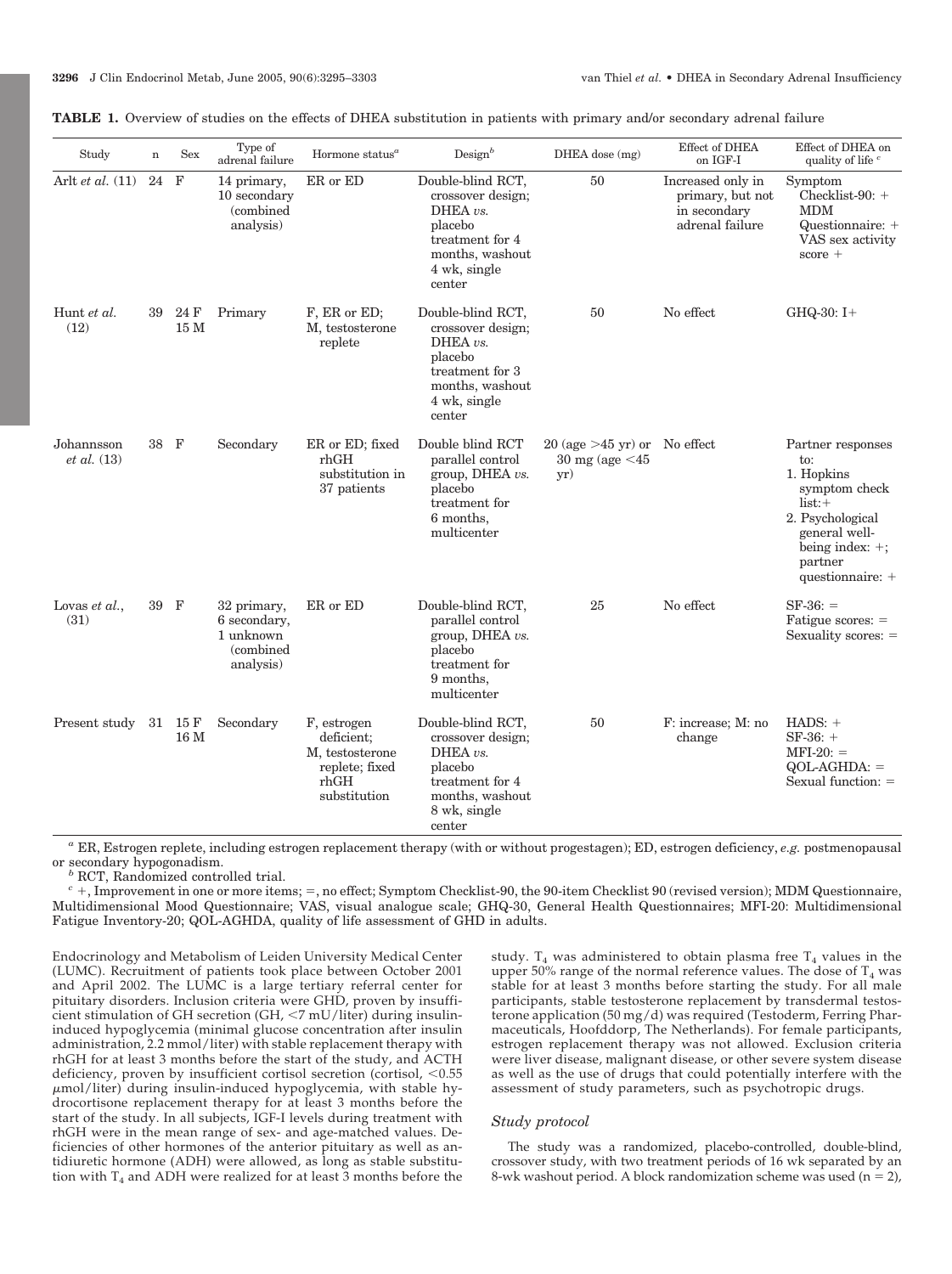**TABLE 1.** Overview of studies on the effects of DHEA substitution in patients with primary and/or secondary adrenal failure

| Study | n | Sex | Type of adrenal failure | Hormone status[a] | Design[b] | DHEA dose (mg) | Effect of DHEA on IGF-I | Effect of DHEA on quality of life [c] |
|---|---|---|---|---|---|---|---|---|
| Arlt *et al.* (11) | 24 | F | 14 primary, 10 secondary (combined analysis) | ER or ED | Double-blind RCT, crossover design; DHEA *vs.* placebo treatment for 4 months, washout 4 wk, single center | 50 | Increased only in primary, but not in secondary adrenal failure | Symptom Checklist-90: + MDM Questionnaire: + VAS sex activity score + |
| Hunt *et al.* (12) | 39 | 24 F 15 M | Primary | F, ER or ED; M, testosterone replete | Double-blind RCT, crossover design; DHEA *vs.* placebo treatment for 3 months, washout 4 wk, single center | 50 | No effect | GHQ-30: I+ |
| Johannsson *et al.* (13) | 38 | F | Secondary | ER or ED; fixed rhGH substitution in 37 patients | Double blind RCT parallel control group, DHEA *vs.* placebo treatment for 6 months, multicenter | 20 (age >45 yr) or 30 mg (age <45 yr) | No effect | Partner responses to: 1. Hopkins symptom check list:+ 2. Psychological general well-being index: +; partner questionnaire: + |
| Lovas *et al.*, (31) | 39 | F | 32 primary, 6 secondary, 1 unknown (combined analysis) | ER or ED | Double-blind RCT, parallel control group, DHEA *vs.* placebo treatment for 9 months, multicenter | 25 | No effect | SF-36: = Fatigue scores: = Sexuality scores: = |
| Present study | 31 | 15 F 16 M | Secondary | F, estrogen deficient; M, testosterone replete; fixed rhGH substitution | Double-blind RCT, crossover design; DHEA *vs.* placebo treatment for 4 months, washout 8 wk, single center | 50 | F: increase; M: no change | HADS: + SF-36: + MFI-20: = QOL-AGHDA: = Sexual function: = |

[a] ER, Estrogen replete, including estrogen replacement therapy (with or without progestagen); ED, estrogen deficiency, *e.g.* postmenopausal or secondary hypogonadism.

[b] RCT, Randomized controlled trial.

[c] +, Improvement in one or more items; =, no effect; Symptom Checklist-90, the 90-item Checklist 90 (revised version); MDM Questionnaire, Multidimensional Mood Questionnaire; VAS, visual analogue scale; GHQ-30, General Health Questionnaires; MFI-20: Multidimensional Fatigue Inventory-20; QOL-AGHDA, quality of life assessment of GHD in adults.

Endocrinology and Metabolism of Leiden University Medical Center (LUMC). Recruitment of patients took place between October 2001 and April 2002. The LUMC is a large tertiary referral center for pituitary disorders. Inclusion criteria were GHD, proven by insufficient stimulation of GH secretion (GH, <7 mU/liter) during insulin-induced hypoglycemia (minimal glucose concentration after insulin administration, 2.2 mmol/liter) with stable replacement therapy with rhGH for at least 3 months before the start of the study, and ACTH deficiency, proven by insufficient cortisol secretion (cortisol, <0.55 $\mu$mol/liter) during insulin-induced hypoglycemia, with stable hydrocortisone replacement therapy for at least 3 months before the start of the study. In all subjects, IGF-I levels during treatment with rhGH were in the mean range of sex- and age-matched values. Deficiencies of other hormones of the anterior pituitary as well as antidiuretic hormone (ADH) were allowed, as long as stable substitution with $T_4$ and ADH were realized for at least 3 months before the study. $T_4$ was administered to obtain plasma free $T_4$ values in the upper 50% range of the normal reference values. The dose of $T_4$ was stable for at least 3 months before starting the study. For all male participants, stable testosterone replacement by transdermal testosterone application (50 mg/d) was required (Testoderm, Ferring Pharmaceuticals, Hoofddorp, The Netherlands). For female participants, estrogen replacement therapy was not allowed. Exclusion criteria were liver disease, malignant disease, or other severe system disease as well as the use of drugs that could potentially interfere with the assessment of study parameters, such as psychotropic drugs.

### *Study protocol*

The study was a randomized, placebo-controlled, double-blind, crossover study, with two treatment periods of 16 wk separated by an 8-wk washout period. A block randomization scheme was used (n = 2),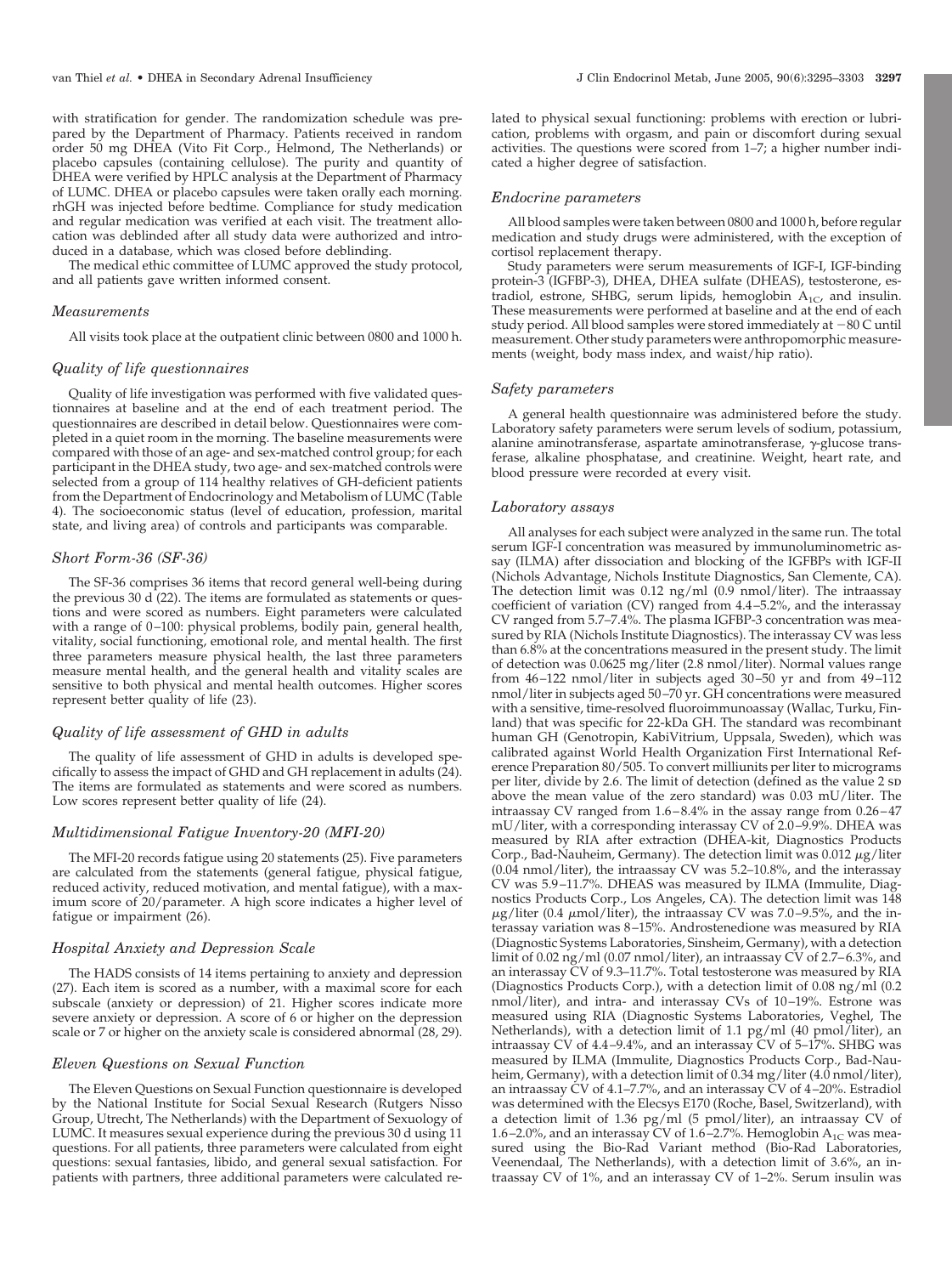with stratification for gender. The randomization schedule was prepared by the Department of Pharmacy. Patients received in random order 50 mg DHEA (Vito Fit Corp., Helmond, The Netherlands) or placebo capsules (containing cellulose). The purity and quantity of DHEA were verified by HPLC analysis at the Department of Pharmacy of LUMC. DHEA or placebo capsules were taken orally each morning. rhGH was injected before bedtime. Compliance for study medication and regular medication was verified at each visit. The treatment allocation was deblinded after all study data were authorized and introduced in a database, which was closed before deblinding.

The medical ethic committee of LUMC approved the study protocol, and all patients gave written informed consent.

### *Measurements*

All visits took place at the outpatient clinic between 0800 and 1000 h.

### *Quality of life questionnaires*

Quality of life investigation was performed with five validated questionnaires at baseline and at the end of each treatment period. The questionnaires are described in detail below. Questionnaires were completed in a quiet room in the morning. The baseline measurements were compared with those of an age- and sex-matched control group; for each participant in the DHEA study, two age- and sex-matched controls were selected from a group of 114 healthy relatives of GH-deficient patients from the Department of Endocrinology and Metabolism of LUMC (Table 4). The socioeconomic status (level of education, profession, marital state, and living area) of controls and participants was comparable.

### *Short Form-36 (SF-36)*

The SF-36 comprises 36 items that record general well-being during the previous 30 d (22). The items are formulated as statements or questions and were scored as numbers. Eight parameters were calculated with a range of 0–100: physical problems, bodily pain, general health, vitality, social functioning, emotional role, and mental health. The first three parameters measure physical health, the last three parameters measure mental health, and the general health and vitality scales are sensitive to both physical and mental health outcomes. Higher scores represent better quality of life (23).

### *Quality of life assessment of GHD in adults*

The quality of life assessment of GHD in adults is developed specifically to assess the impact of GHD and GH replacement in adults (24). The items are formulated as statements and were scored as numbers. Low scores represent better quality of life (24).

### *Multidimensional Fatigue Inventory-20 (MFI-20)*

The MFI-20 records fatigue using 20 statements (25). Five parameters are calculated from the statements (general fatigue, physical fatigue, reduced activity, reduced motivation, and mental fatigue), with a maximum score of 20/parameter. A high score indicates a higher level of fatigue or impairment (26).

### *Hospital Anxiety and Depression Scale*

The HADS consists of 14 items pertaining to anxiety and depression (27). Each item is scored as a number, with a maximal score for each subscale (anxiety or depression) of 21. Higher scores indicate more severe anxiety or depression. A score of 6 or higher on the depression scale or 7 or higher on the anxiety scale is considered abnormal (28, 29).

### *Eleven Questions on Sexual Function*

The Eleven Questions on Sexual Function questionnaire is developed by the National Institute for Social Sexual Research (Rutgers Nisso Group, Utrecht, The Netherlands) with the Department of Sexuology of LUMC. It measures sexual experience during the previous 30 d using 11 questions. For all patients, three parameters were calculated from eight questions: sexual fantasies, libido, and general sexual satisfaction. For patients with partners, three additional parameters were calculated related to physical sexual functioning: problems with erection or lubrication, problems with orgasm, and pain or discomfort during sexual activities. The questions were scored from 1–7; a higher number indicated a higher degree of satisfaction.

### *Endocrine parameters*

All blood samples were taken between 0800 and 1000 h, before regular medication and study drugs were administered, with the exception of cortisol replacement therapy.

Study parameters were serum measurements of IGF-I, IGF-binding protein-3 (IGFBP-3), DHEA, DHEA sulfate (DHEAS), testosterone, estradiol, estrone, SHBG, serum lipids, hemoglobin $A_{1C}$, and insulin. These measurements were performed at baseline and at the end of each study period. All blood samples were stored immediately at −80 C until measurement. Other study parameters were anthropomorphic measurements (weight, body mass index, and waist/hip ratio).

### *Safety parameters*

A general health questionnaire was administered before the study. Laboratory safety parameters were serum levels of sodium, potassium, alanine aminotransferase, aspartate aminotransferase, γ-glucose transferase, alkaline phosphatase, and creatinine. Weight, heart rate, and blood pressure were recorded at every visit.

### *Laboratory assays*

All analyses for each subject were analyzed in the same run. The total serum IGF-I concentration was measured by immunoluminometric assay (ILMA) after dissociation and blocking of the IGFBPs with IGF-II (Nichols Advantage, Nichols Institute Diagnostics, San Clemente, CA). The detection limit was 0.12 ng/ml (0.9 nmol/liter). The intraassay coefficient of variation (CV) ranged from 4.4–5.2%, and the interassay CV ranged from 5.7–7.4%. The plasma IGFBP-3 concentration was measured by RIA (Nichols Institute Diagnostics). The interassay CV was less than 6.8% at the concentrations measured in the present study. The limit of detection was 0.0625 mg/liter (2.8 nmol/liter). Normal values range from 46–122 nmol/liter in subjects aged 30–50 yr and from 49–112 nmol/liter in subjects aged 50–70 yr. GH concentrations were measured with a sensitive, time-resolved fluoroimmunoassay (Wallac, Turku, Finland) that was specific for 22-kDa GH. The standard was recombinant human GH (Genotropin, KabiVitrium, Uppsala, Sweden), which was calibrated against World Health Organization First International Reference Preparation 80/505. To convert milliunits per liter to micrograms per liter, divide by 2.6. The limit of detection (defined as the value 2 SD above the mean value of the zero standard) was 0.03 mU/liter. The intraassay CV ranged from 1.6–8.4% in the assay range from 0.26–47 mU/liter, with a corresponding interassay CV of 2.0–9.9%. DHEA was measured by RIA after extraction (DHEA-kit, Diagnostics Products Corp., Bad-Nauheim, Germany). The detection limit was 0.012 μg/liter (0.04 nmol/liter), the intraassay CV was 5.2–10.8%, and the interassay CV was 5.9–11.7%. DHEAS was measured by ILMA (Immulite, Diagnostics Products Corp., Los Angeles, CA). The detection limit was 148 μg/liter (0.4 μmol/liter), the intraassay CV was 7.0–9.5%, and the interassay variation was 8–15%. Androstenedione was measured by RIA (Diagnostic Systems Laboratories, Sinsheim, Germany), with a detection limit of 0.02 ng/ml (0.07 nmol/liter), an intraassay CV of 2.7–6.3%, and an interassay CV of 9.3–11.7%. Total testosterone was measured by RIA (Diagnostics Products Corp.), with a detection limit of 0.08 ng/ml (0.2 nmol/liter), and intra- and interassay CVs of 10–19%. Estrone was measured using RIA (Diagnostic Systems Laboratories, Veghel, The Netherlands), with a detection limit of 1.1 pg/ml (40 pmol/liter), an intraassay CV of 4.4–9.4%, and an interassay CV of 5–17%. SHBG was measured by ILMA (Immulite, Diagnostics Products Corp., Bad-Nauheim, Germany), with a detection limit of 0.34 mg/liter (4.0 nmol/liter), an intraassay CV of 4.1–7.7%, and an interassay CV of 4–20%. Estradiol was determined with the Elecsys E170 (Roche, Basel, Switzerland), with a detection limit of 1.36 pg/ml (5 pmol/liter), an intraassay CV of 1.6–2.0%, and an interassay CV of 1.6–2.7%. Hemoglobin $A_{1C}$ was measured using the Bio-Rad Variant method (Bio-Rad Laboratories, Veenendaal, The Netherlands), with a detection limit of 3.6%, an intraassay CV of 1%, and an interassay CV of 1–2%. Serum insulin was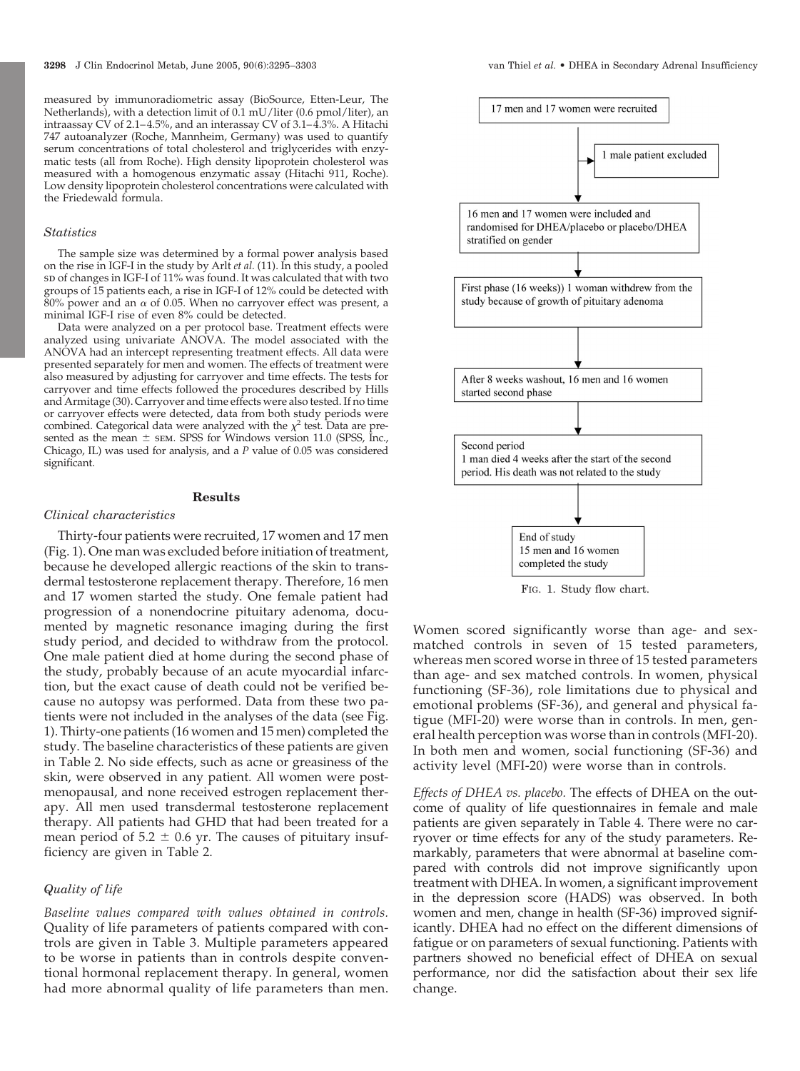measured by immunoradiometric assay (BioSource, Etten-Leur, The Netherlands), with a detection limit of 0.1 mU/liter (0.6 pmol/liter), an intraassay CV of 2.1–4.5%, and an interassay CV of 3.1–4.3%. A Hitachi 747 autoanalyzer (Roche, Mannheim, Germany) was used to quantify serum concentrations of total cholesterol and triglycerides with enzymatic tests (all from Roche). High density lipoprotein cholesterol was measured with a homogenous enzymatic assay (Hitachi 911, Roche). Low density lipoprotein cholesterol concentrations were calculated with the Friedewald formula.

### *Statistics*

The sample size was determined by a formal power analysis based on the rise in IGF-I in the study by Arlt *et al.* (11). In this study, a pooled SD of changes in IGF-I of 11% was found. It was calculated that with two groups of 15 patients each, a rise in IGF-I of 12% could be detected with 80% power and an $\alpha$ of 0.05. When no carryover effect was present, a minimal IGF-I rise of even 8% could be detected.

Data were analyzed on a per protocol base. Treatment effects were analyzed using univariate ANOVA. The model associated with the ANOVA had an intercept representing treatment effects. All data were presented separately for men and women. The effects of treatment were also measured by adjusting for carryover and time effects. The tests for carryover and time effects followed the procedures described by Hills and Armitage (30). Carryover and time effects were also tested. If no time or carryover effects were detected, data from both study periods were combined. Categorical data were analyzed with the $\chi^2$ test. Data are presented as the mean ± SEM. SPSS for Windows version 11.0 (SPSS, Inc., Chicago, IL) was used for analysis, and a *P* value of 0.05 was considered significant.

## Results

### *Clinical characteristics*

Thirty-four patients were recruited, 17 women and 17 men (Fig. 1). One man was excluded before initiation of treatment, because he developed allergic reactions of the skin to transdermal testosterone replacement therapy. Therefore, 16 men and 17 women started the study. One female patient had progression of a nonendocrine pituitary adenoma, documented by magnetic resonance imaging during the first study period, and decided to withdraw from the protocol. One male patient died at home during the second phase of the study, probably because of an acute myocardial infarction, but the exact cause of death could not be verified because no autopsy was performed. Data from these two patients were not included in the analyses of the data (see Fig. 1). Thirty-one patients (16 women and 15 men) completed the study. The baseline characteristics of these patients are given in Table 2. No side effects, such as acne or greasiness of the skin, were observed in any patient. All women were postmenopausal, and none received estrogen replacement therapy. All men used transdermal testosterone replacement therapy. All patients had GHD that had been treated for a mean period of 5.2 ± 0.6 yr. The causes of pituitary insufficiency are given in Table 2.

17 men and 17 women were recruited

1 male patient excluded

16 men and 17 women were included and randomised for DHEA/placebo or placebo/DHEA stratified on gender

First phase (16 weeks)) 1 woman withdrew from the study because of growth of pituitary adenoma

After 8 weeks washout, 16 men and 16 women started second phase

Second period
1 man died 4 weeks after the start of the second period. His death was not related to the study

End of study
15 men and 16 women completed the study

FIG. 1. Study flow chart.

### *Quality of life*

*Baseline values compared with values obtained in controls.* Quality of life parameters of patients compared with controls are given in Table 3. Multiple parameters appeared to be worse in patients than in controls despite conventional hormonal replacement therapy. In general, women had more abnormal quality of life parameters than men. Women scored significantly worse than age- and sex-matched controls in seven of 15 tested parameters, whereas men scored worse in three of 15 tested parameters than age- and sex matched controls. In women, physical functioning (SF-36), role limitations due to physical and emotional problems (SF-36), and general and physical fatigue (MFI-20) were worse than in controls. In men, general health perception was worse than in controls (MFI-20). In both men and women, social functioning (SF-36) and activity level (MFI-20) were worse than in controls.

*Effects of DHEA vs. placebo.* The effects of DHEA on the outcome of quality of life questionnaires in female and male patients are given separately in Table 4. There were no carryover or time effects for any of the study parameters. Remarkably, parameters that were abnormal at baseline compared with controls did not improve significantly upon treatment with DHEA. In women, a significant improvement in the depression score (HADS) was observed. In both women and men, change in health (SF-36) improved significantly. DHEA had no effect on the different dimensions of fatigue or on parameters of sexual functioning. Patients with partners showed no beneficial effect of DHEA on sexual performance, nor did the satisfaction about their sex life change.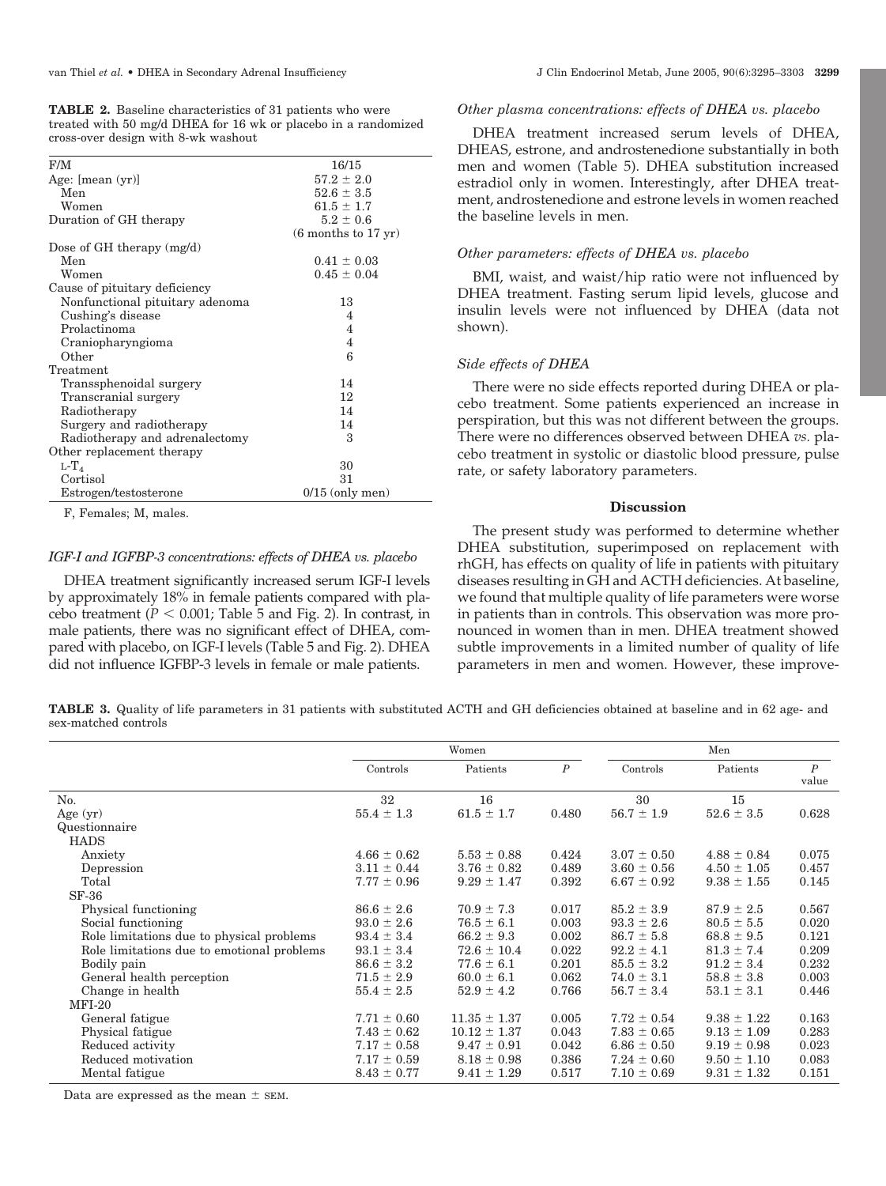**TABLE 2.** Baseline characteristics of 31 patients who were treated with 50 mg/d DHEA for 16 wk or placebo in a randomized cross-over design with 8-wk washout

| | |
|---|---|
| F/M | 16/15 |
| Age: [mean (yr)] | 57.2 ± 2.0 |
| Men | 52.6 ± 3.5 |
| Women | 61.5 ± 1.7 |
| Duration of GH therapy | 5.2 ± 0.6 (6 months to 17 yr) |
| Dose of GH therapy (mg/d) | |
| Men | 0.41 ± 0.03 |
| Women | 0.45 ± 0.04 |
| Cause of pituitary deficiency | |
| Nonfunctional pituitary adenoma | 13 |
| Cushing's disease | 4 |
| Prolactinoma | 4 |
| Craniopharyngioma | 4 |
| Other | 6 |
| Treatment | |
| Transsphenoidal surgery | 14 |
| Transcranial surgery | 12 |
| Radiotherapy | 14 |
| Surgery and radiotherapy | 14 |
| Radiotherapy and adrenalectomy | 3 |
| Other replacement therapy | |
| L-$T_4$ | 30 |
| Cortisol | 31 |
| Estrogen/testosterone | 0/15 (only men) |

F, Females; M, males.

### *IGF-I and IGFBP-3 concentrations: effects of DHEA vs. placebo*

DHEA treatment significantly increased serum IGF-I levels by approximately 18% in female patients compared with placebo treatment ($P < 0.001$; Table 5 and Fig. 2). In contrast, in male patients, there was no significant effect of DHEA, compared with placebo, on IGF-I levels (Table 5 and Fig. 2). DHEA did not influence IGFBP-3 levels in female or male patients.

### *Other plasma concentrations: effects of DHEA vs. placebo*

DHEA treatment increased serum levels of DHEA, DHEAS, estrone, and androstenedione substantially in both men and women (Table 5). DHEA substitution increased estradiol only in women. Interestingly, after DHEA treatment, androstenedione and estrone levels in women reached the baseline levels in men.

### *Other parameters: effects of DHEA vs. placebo*

BMI, waist, and waist/hip ratio were not influenced by DHEA treatment. Fasting serum lipid levels, glucose and insulin levels were not influenced by DHEA (data not shown).

### *Side effects of DHEA*

There were no side effects reported during DHEA or placebo treatment. Some patients experienced an increase in perspiration, but this was not different between the groups. There were no differences observed between DHEA *vs.* placebo treatment in systolic or diastolic blood pressure, pulse rate, or safety laboratory parameters.

## Discussion

The present study was performed to determine whether DHEA substitution, superimposed on replacement with rhGH, has effects on quality of life in patients with pituitary diseases resulting in GH and ACTH deficiencies. At baseline, we found that multiple quality of life parameters were worse in patients than in controls. This observation was more pronounced in women than in men. DHEA treatment showed subtle improvements in a limited number of quality of life parameters in men and women. However, these improve-

**TABLE 3.** Quality of life parameters in 31 patients with substituted ACTH and GH deficiencies obtained at baseline and in 62 age- and sex-matched controls

| | Women | | | Men | | |
|---|---|---|---|---|---|---|
| | Controls | Patients | $P$ | Controls | Patients | $P$ value |
| No. | 32 | 16 | | 30 | 15 | |
| Age (yr) | 55.4 ± 1.3 | 61.5 ± 1.7 | 0.480 | 56.7 ± 1.9 | 52.6 ± 3.5 | 0.628 |
| Questionnaire | | | | | | |
| HADS | | | | | | |
| Anxiety | 4.66 ± 0.62 | 5.53 ± 0.88 | 0.424 | 3.07 ± 0.50 | 4.88 ± 0.84 | 0.075 |
| Depression | 3.11 ± 0.44 | 3.76 ± 0.82 | 0.489 | 3.60 ± 0.56 | 4.50 ± 1.05 | 0.457 |
| Total | 7.77 ± 0.96 | 9.29 ± 1.47 | 0.392 | 6.67 ± 0.92 | 9.38 ± 1.55 | 0.145 |
| SF-36 | | | | | | |
| Physical functioning | 86.6 ± 2.6 | 70.9 ± 7.3 | 0.017 | 85.2 ± 3.9 | 87.9 ± 2.5 | 0.567 |
| Social functioning | 93.0 ± 2.6 | 76.5 ± 6.1 | 0.003 | 93.3 ± 2.6 | 80.5 ± 5.5 | 0.020 |
| Role limitations due to physical problems | 93.4 ± 3.4 | 66.2 ± 9.3 | 0.002 | 86.7 ± 5.8 | 68.8 ± 9.5 | 0.121 |
| Role limitations due to emotional problems | 93.1 ± 3.4 | 72.6 ± 10.4 | 0.022 | 92.2 ± 4.1 | 81.3 ± 7.4 | 0.209 |
| Bodily pain | 86.6 ± 3.2 | 77.6 ± 6.1 | 0.201 | 85.5 ± 3.2 | 91.2 ± 3.4 | 0.232 |
| General health perception | 71.5 ± 2.9 | 60.0 ± 6.1 | 0.062 | 74.0 ± 3.1 | 58.8 ± 3.8 | 0.003 |
| Change in health | 55.4 ± 2.5 | 52.9 ± 4.2 | 0.766 | 56.7 ± 3.4 | 53.1 ± 3.1 | 0.446 |
| MFI-20 | | | | | | |
| General fatigue | 7.71 ± 0.60 | 11.35 ± 1.37 | 0.005 | 7.72 ± 0.54 | 9.38 ± 1.22 | 0.163 |
| Physical fatigue | 7.43 ± 0.62 | 10.12 ± 1.37 | 0.043 | 7.83 ± 0.65 | 9.13 ± 1.09 | 0.283 |
| Reduced activity | 7.17 ± 0.58 | 9.47 ± 0.91 | 0.042 | 6.86 ± 0.50 | 9.19 ± 0.98 | 0.023 |
| Reduced motivation | 7.17 ± 0.59 | 8.18 ± 0.98 | 0.386 | 7.24 ± 0.60 | 9.50 ± 1.10 | 0.083 |
| Mental fatigue | 8.43 ± 0.77 | 9.41 ± 1.29 | 0.517 | 7.10 ± 0.69 | 9.31 ± 1.32 | 0.151 |

Data are expressed as the mean ± SEM.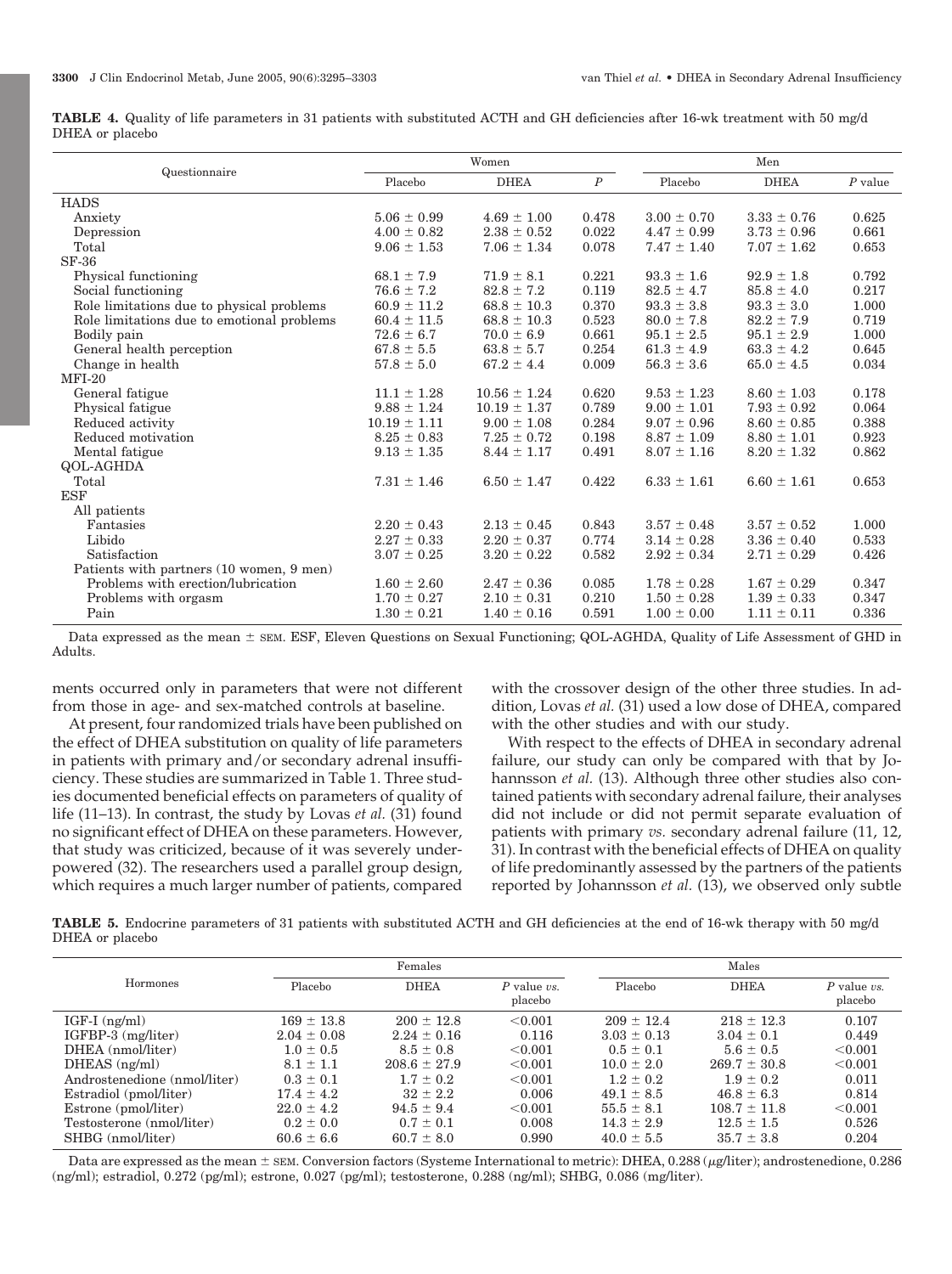**TABLE 4.** Quality of life parameters in 31 patients with substituted ACTH and GH deficiencies after 16-wk treatment with 50 mg/d DHEA or placebo

| Questionnaire | Women | | | Men | | |
|---|---|---|---|---|---|---|
| | Placebo | DHEA | *P* | Placebo | DHEA | *P* value |
| HADS | | | | | | |
| Anxiety | 5.06 ± 0.99 | 4.69 ± 1.00 | 0.478 | 3.00 ± 0.70 | 3.33 ± 0.76 | 0.625 |
| Depression | 4.00 ± 0.82 | 2.38 ± 0.52 | 0.022 | 4.47 ± 0.99 | 3.73 ± 0.96 | 0.661 |
| Total | 9.06 ± 1.53 | 7.06 ± 1.34 | 0.078 | 7.47 ± 1.40 | 7.07 ± 1.62 | 0.653 |
| SF-36 | | | | | | |
| Physical functioning | 68.1 ± 7.9 | 71.9 ± 8.1 | 0.221 | 93.3 ± 1.6 | 92.9 ± 1.8 | 0.792 |
| Social functioning | 76.6 ± 7.2 | 82.8 ± 7.2 | 0.119 | 82.5 ± 4.7 | 85.8 ± 4.0 | 0.217 |
| Role limitations due to physical problems | 60.9 ± 11.2 | 68.8 ± 10.3 | 0.370 | 93.3 ± 3.8 | 93.3 ± 3.0 | 1.000 |
| Role limitations due to emotional problems | 60.4 ± 11.5 | 68.8 ± 10.3 | 0.523 | 80.0 ± 7.8 | 82.2 ± 7.9 | 0.719 |
| Bodily pain | 72.6 ± 6.7 | 70.0 ± 6.9 | 0.661 | 95.1 ± 2.5 | 95.1 ± 2.9 | 1.000 |
| General health perception | 67.8 ± 5.5 | 63.8 ± 5.7 | 0.254 | 61.3 ± 4.9 | 63.3 ± 4.2 | 0.645 |
| Change in health | 57.8 ± 5.0 | 67.2 ± 4.4 | 0.009 | 56.3 ± 3.6 | 65.0 ± 4.5 | 0.034 |
| MFI-20 | | | | | | |
| General fatigue | 11.1 ± 1.28 | 10.56 ± 1.24 | 0.620 | 9.53 ± 1.23 | 8.60 ± 1.03 | 0.178 |
| Physical fatigue | 9.88 ± 1.24 | 10.19 ± 1.37 | 0.789 | 9.00 ± 1.01 | 7.93 ± 0.92 | 0.064 |
| Reduced activity | 10.19 ± 1.11 | 9.00 ± 1.08 | 0.284 | 9.07 ± 0.96 | 8.60 ± 0.85 | 0.388 |
| Reduced motivation | 8.25 ± 0.83 | 7.25 ± 0.72 | 0.198 | 8.87 ± 1.09 | 8.80 ± 1.01 | 0.923 |
| Mental fatigue | 9.13 ± 1.35 | 8.44 ± 1.17 | 0.491 | 8.07 ± 1.16 | 8.20 ± 1.32 | 0.862 |
| QOL-AGHDA | | | | | | |
| Total | 7.31 ± 1.46 | 6.50 ± 1.47 | 0.422 | 6.33 ± 1.61 | 6.60 ± 1.61 | 0.653 |
| ESF | | | | | | |
| All patients | | | | | | |
| Fantasies | 2.20 ± 0.43 | 2.13 ± 0.45 | 0.843 | 3.57 ± 0.48 | 3.57 ± 0.52 | 1.000 |
| Libido | 2.27 ± 0.33 | 2.20 ± 0.37 | 0.774 | 3.14 ± 0.28 | 3.36 ± 0.40 | 0.533 |
| Satisfaction | 3.07 ± 0.25 | 3.20 ± 0.22 | 0.582 | 2.92 ± 0.34 | 2.71 ± 0.29 | 0.426 |
| Patients with partners (10 women, 9 men) | | | | | | |
| Problems with erection/lubrication | 1.60 ± 2.60 | 2.47 ± 0.36 | 0.085 | 1.78 ± 0.28 | 1.67 ± 0.29 | 0.347 |
| Problems with orgasm | 1.70 ± 0.27 | 2.10 ± 0.31 | 0.210 | 1.50 ± 0.28 | 1.39 ± 0.33 | 0.347 |
| Pain | 1.30 ± 0.21 | 1.40 ± 0.16 | 0.591 | 1.00 ± 0.00 | 1.11 ± 0.11 | 0.336 |

Data expressed as the mean ± SEM. ESF, Eleven Questions on Sexual Functioning; QOL-AGHDA, Quality of Life Assessment of GHD in Adults.

ments occurred only in parameters that were not different from those in age- and sex-matched controls at baseline.

At present, four randomized trials have been published on the effect of DHEA substitution on quality of life parameters in patients with primary and/or secondary adrenal insufficiency. These studies are summarized in Table 1. Three studies documented beneficial effects on parameters of quality of life (11–13). In contrast, the study by Lovas *et al.* (31) found no significant effect of DHEA on these parameters. However, that study was criticized, because of it was severely underpowered (32). The researchers used a parallel group design, which requires a much larger number of patients, compared with the crossover design of the other three studies. In addition, Lovas *et al.* (31) used a low dose of DHEA, compared with the other studies and with our study.

With respect to the effects of DHEA in secondary adrenal failure, our study can only be compared with that by Johannsson *et al.* (13). Although three other studies also contained patients with secondary adrenal failure, their analyses did not include or did not permit separate evaluation of patients with primary *vs.* secondary adrenal failure (11, 12, 31). In contrast with the beneficial effects of DHEA on quality of life predominantly assessed by the partners of the patients reported by Johannsson *et al.* (13), we observed only subtle

**TABLE 5.** Endocrine parameters of 31 patients with substituted ACTH and GH deficiencies at the end of 16-wk therapy with 50 mg/d DHEA or placebo

| Hormones | Females | | | Males | | |
|---|---|---|---|---|---|---|
| | Placebo | DHEA | *P* value *vs.* placebo | Placebo | DHEA | *P* value *vs.* placebo |
| IGF-I (ng/ml) | 169 ± 13.8 | 200 ± 12.8 | <0.001 | 209 ± 12.4 | 218 ± 12.3 | 0.107 |
| IGFBP-3 (mg/liter) | 2.04 ± 0.08 | 2.24 ± 0.16 | 0.116 | 3.03 ± 0.13 | 3.04 ± 0.1 | 0.449 |
| DHEA (nmol/liter) | 1.0 ± 0.5 | 8.5 ± 0.8 | <0.001 | 0.5 ± 0.1 | 5.6 ± 0.5 | <0.001 |
| DHEAS (ng/ml) | 8.1 ± 1.1 | 208.6 ± 27.9 | <0.001 | 10.0 ± 2.0 | 269.7 ± 30.8 | <0.001 |
| Androstenedione (nmol/liter) | 0.3 ± 0.1 | 1.7 ± 0.2 | <0.001 | 1.2 ± 0.2 | 1.9 ± 0.2 | 0.011 |
| Estradiol (pmol/liter) | 17.4 ± 4.2 | 32 ± 2.2 | 0.006 | 49.1 ± 8.5 | 46.8 ± 6.3 | 0.814 |
| Estrone (pmol/liter) | 22.0 ± 4.2 | 94.5 ± 9.4 | <0.001 | 55.5 ± 8.1 | 108.7 ± 11.8 | <0.001 |
| Testosterone (nmol/liter) | 0.2 ± 0.0 | 0.7 ± 0.1 | 0.008 | 14.3 ± 2.9 | 12.5 ± 1.5 | 0.526 |
| SHBG (nmol/liter) | 60.6 ± 6.6 | 60.7 ± 8.0 | 0.990 | 40.0 ± 5.5 | 35.7 ± 3.8 | 0.204 |

Data are expressed as the mean ± SEM. Conversion factors (Systeme International to metric): DHEA, 0.288 (μg/liter); androstenedione, 0.286 (ng/ml); estradiol, 0.272 (pg/ml); estrone, 0.027 (pg/ml); testosterone, 0.288 (ng/ml); SHBG, 0.086 (mg/liter).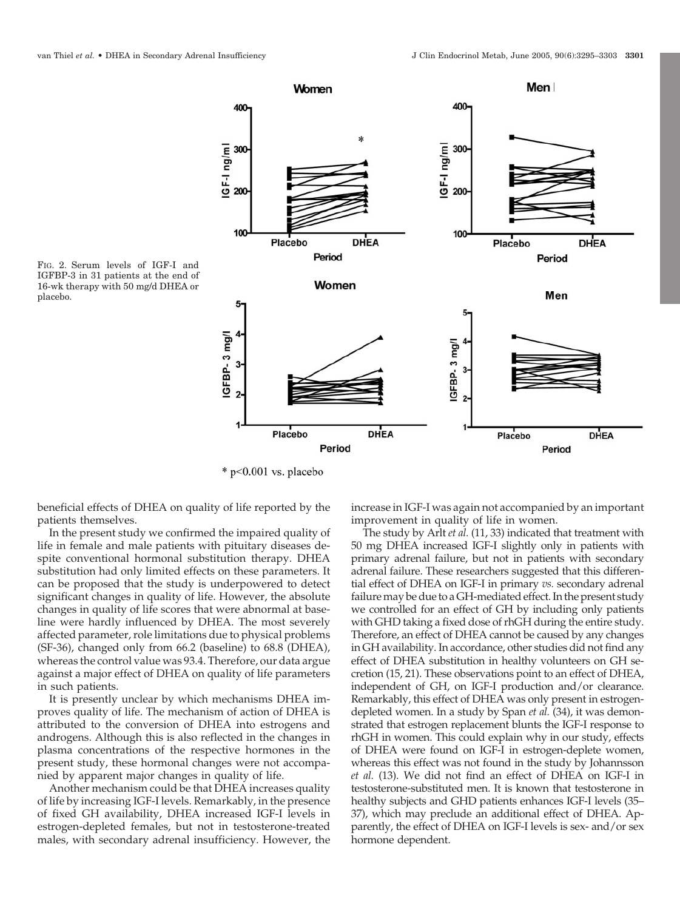Women

IGF-I ng/ml

400

300

200

100

Placebo

DHEA

Period

*

Men

IGF-I ng/ml

400

300

200

100

Placebo

DHEA

Period

Women

IGFBP- 3 mg/l

5

4

3

2

1

Placebo

DHEA

Period

Men

IGFBP- 3 mg/l

5

4

3

2

1

Placebo

DHEA

Period

* p<0.001 vs. placebo

FIG. 2. Serum levels of IGF-I and IGFBP-3 in 31 patients at the end of 16-wk therapy with 50 mg/d DHEA or placebo.

beneficial effects of DHEA on quality of life reported by the patients themselves.

In the present study we confirmed the impaired quality of life in female and male patients with pituitary diseases despite conventional hormonal substitution therapy. DHEA substitution had only limited effects on these parameters. It can be proposed that the study is underpowered to detect significant changes in quality of life. However, the absolute changes in quality of life scores that were abnormal at baseline were hardly influenced by DHEA. The most severely affected parameter, role limitations due to physical problems (SF-36), changed only from 66.2 (baseline) to 68.8 (DHEA), whereas the control value was 93.4. Therefore, our data argue against a major effect of DHEA on quality of life parameters in such patients.

It is presently unclear by which mechanisms DHEA improves quality of life. The mechanism of action of DHEA is attributed to the conversion of DHEA into estrogens and androgens. Although this is also reflected in the changes in plasma concentrations of the respective hormones in the present study, these hormonal changes were not accompanied by apparent major changes in quality of life.

Another mechanism could be that DHEA increases quality of life by increasing IGF-I levels. Remarkably, in the presence of fixed GH availability, DHEA increased IGF-I levels in estrogen-depleted females, but not in testosterone-treated males, with secondary adrenal insufficiency. However, the increase in IGF-I was again not accompanied by an important improvement in quality of life in women.

The study by Arlt *et al.* (11, 33) indicated that treatment with 50 mg DHEA increased IGF-I slightly only in patients with primary adrenal failure, but not in patients with secondary adrenal failure. These researchers suggested that this differential effect of DHEA on IGF-I in primary *vs.* secondary adrenal failure may be due to a GH-mediated effect. In the present study we controlled for an effect of GH by including only patients with GHD taking a fixed dose of rhGH during the entire study. Therefore, an effect of DHEA cannot be caused by any changes in GH availability. In accordance, other studies did not find any effect of DHEA substitution in healthy volunteers on GH secretion (15, 21). These observations point to an effect of DHEA, independent of GH, on IGF-I production and/or clearance. Remarkably, this effect of DHEA was only present in estrogen-depleted women. In a study by Span *et al.* (34), it was demonstrated that estrogen replacement blunts the IGF-I response to rhGH in women. This could explain why in our study, effects of DHEA were found on IGF-I in estrogen-deplete women, whereas this effect was not found in the study by Johannsson *et al.* (13). We did not find an effect of DHEA on IGF-I in testosterone-substituted men. It is known that testosterone in healthy subjects and GHD patients enhances IGF-I levels (35–37), which may preclude an additional effect of DHEA. Apparently, the effect of DHEA on IGF-I levels is sex- and/or sex hormone dependent.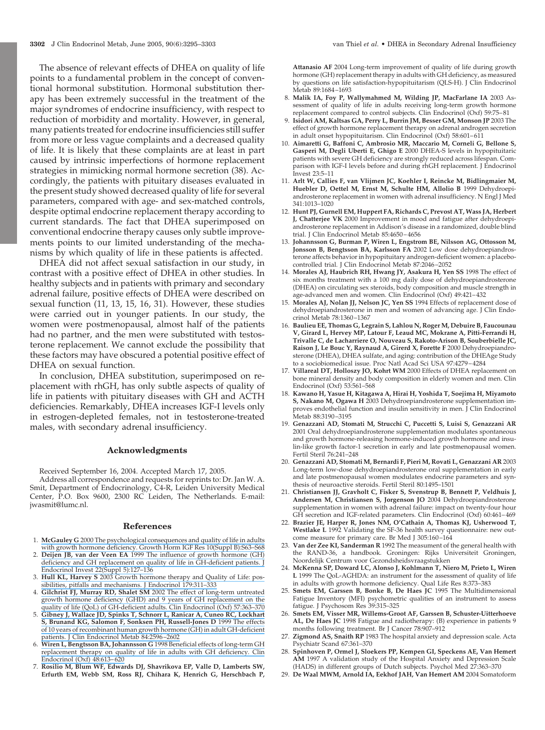The absence of relevant effects of DHEA on quality of life points to a fundamental problem in the concept of conventional hormonal substitution. Hormonal substitution therapy has been extremely successful in the treatment of the major syndromes of endocrine insufficiency, with respect to reduction of morbidity and mortality. However, in general, many patients treated for endocrine insufficiencies still suffer from more or less vague complaints and a decreased quality of life. It is likely that these complaints are at least in part caused by intrinsic imperfections of hormone replacement strategies in mimicking normal hormone secretion (38). Accordingly, the patients with pituitary diseases evaluated in the present study showed decreased quality of life for several parameters, compared with age- and sex-matched controls, despite optimal endocrine replacement therapy according to current standards. The fact that DHEA superimposed on conventional endocrine therapy causes only subtle improvements points to our limited understanding of the mechanisms by which quality of life in these patients is affected.

DHEA did not affect sexual satisfaction in our study, in contrast with a positive effect of DHEA in other studies. In healthy subjects and in patients with primary and secondary adrenal failure, positive effects of DHEA were described on sexual function (11, 13, 15, 16, 31). However, these studies were carried out in younger patients. In our study, the women were postmenopausal, almost half of the patients had no partner, and the men were substituted with testosterone replacement. We cannot exclude the possibility that these factors may have obscured a potential positive effect of DHEA on sexual function.

In conclusion, DHEA substitution, superimposed on replacement with rhGH, has only subtle aspects of quality of life in patients with pituitary diseases with GH and ACTH deficiencies. Remarkably, DHEA increases IGF-I levels only in estrogen-depleted females, not in testosterone-treated males, with secondary adrenal insufficiency.

## Acknowledgments

Received September 16, 2004. Accepted March 17, 2005.

Address all correspondence and requests for reprints to: Dr. Jan W. A. Smit, Department of Endocrinology, C4-R, Leiden University Medical Center, P.O. Box 9600, 2300 RC Leiden, The Netherlands. E-mail: jwasmit@lumc.nl.

## References

1. **McGauley G** 2000 The psychological consequences and quality of life in adults with growth hormone deficiency. Growth Horm IGF Res 10(Suppl B):S63–S68
2. **Deijen JB, van der Veen EA** 1999 The influence of growth hormone (GH) deficiency and GH replacement on quality of life in GH-deficient patients. J Endocrinol Invest 22(Suppl 5):127–136
3. **Hull KL, Harvey S** 2003 Growth hormone therapy and Quality of Life: possibilities, pitfalls and mechanisms. J Endocrinol 179:311–333
4. **Gilchrist FJ, Murray RD, Shalet SM** 2002 The effect of long-term untreated growth hormone deficiency (GHD) and 9 years of GH replacement on the quality of life (QoL) of GH-deficient adults. Clin Endocrinol (Oxf) 57:363–370
5. **Gibney J, Wallace JD, Spinks T, Schnorr L, Ranicar A, Cuneo RC, Lockhart S, Brunand KG, Salomon F, Sonksen PH, Russell-Jones D** 1999 The effects of 10 years of recombinant human growth hormone (GH) in adult GH-deficient patients. J Clin Endocrinol Metab 84:2596–2602
6. **Wiren L, Bengtsson BA, Johannsson G** 1998 Beneficial effects of long-term GH replacement therapy on quality of life in adults with GH deficiency. Clin Endocrinol (Oxf) 48:613–620
7. **Rosilio M, Blum WF, Edwards DJ, Shavrikova EP, Valle D, Lamberts SW, Erfurth EM, Webb SM, Ross RJ, Chihara K, Henrich G, Herschbach P, Attanasio AF** 2004 Long-term improvement of quality of life during growth hormone (GH) replacement therapy in adults with GH deficiency, as measured by questions on life satisfaction-hypopituitarism (QLS-H). J Clin Endocrinol Metab 89:1684–1693
8. **Malik IA, Foy P, Wallymahmed M, Wilding JP, MacFarlane IA** 2003 Assessment of quality of life in adults receiving long-term growth hormone replacement compared to control subjects. Clin Endocrinol (Oxf) 59:75–81
9. **Isidori AM, Kaltsas GA, Perry L, Burrin JM, Besser GM, Monson JP** 2003 The effect of growth hormone replacement therapy on adrenal androgen secretion in adult onset hypopituitarism. Clin Endocrinol (Oxf) 58:601–611
10. **Aimaretti G, Baffoni C, Ambrosio MR, Maccario M, Corneli G, Bellone S, Gasperi M, Degli Uberti E, Ghigo E** 2000 DHEA-S levels in hypopituitaric patients with severe GH deficiency are strongly reduced across lifespan. Comparison with IGF-I levels before and during rhGH replacement. J Endocrinol Invest 23:5–11
11. **Arlt W, Callies F, van Vlijmen JC, Koehler I, Reincke M, Bidlingmaier M, Huebler D, Oettel M, Ernst M, Schulte HM, Allolio B** 1999 Dehydroepiandrosterone replacement in women with adrenal insufficiency. N Engl J Med 341:1013–1020
12. **Hunt PJ, Gurnell EM, Huppert FA, Richards C, Prevost AT, Wass JA, Herbert J, Chatterjee VK** 2000 Improvement in mood and fatigue after dehydroepiandrosterone replacement in Addison's disease in a randomized, double blind trial. J Clin Endocrinol Metab 85:4650–4656
13. **Johannsson G, Burman P, Wiren L, Engstrom BE, Nilsson AG, Ottosson M, Jonsson B, Bengtsson BA, Karlsson FA** 2002 Low dose dehydroepiandrosterone affects behavior in hypopituitary androgen-deficient women: a placebo-controlled trial. J Clin Endocrinol Metab 87:2046–2052
14. **Morales AJ, Haubrich RH, Hwang JY, Asakura H, Yen SS** 1998 The effect of six months treatment with a 100 mg daily dose of dehydroepiandrosterone (DHEA) on circulating sex steroids, body composition and muscle strength in age-advanced men and women. Clin Endocrinol (Oxf) 49:421–432
15. **Morales AJ, Nolan JJ, Nelson JC, Yen SS** 1994 Effects of replacement dose of dehydroepiandrosterone in men and women of advancing age. J Clin Endocrinol Metab 78:1360–1367
16. **Baulieu EE, Thomas G, Legrain S, Lahlou N, Roger M, Debuire B, Faucounau V, Girard L, Hervey MP, Latour F, Leaud MC, Mokrane A, Pitti-Ferrandi H, Trivalle C, de Lacharriere O, Nouveau S, Rakoto-Arison B, Souberbielle JC, Raison J, Le Bouc Y, Raynaud A, Girerd X, Forette F** 2000 Dehydroepiandrosterone (DHEA), DHEA sulfate, and aging: contribution of the DHEAge Study to a sociobiomedical issue. Proc Natl Acad Sci USA 97:4279–4284
17. **Villareal DT, Holloszy JO, Kohrt WM** 2000 Effects of DHEA replacement on bone mineral density and body composition in elderly women and men. Clin Endocrinol (Oxf) 53:561–568
18. **Kawano H, Yasue H, Kitagawa A, Hirai H, Yoshida T, Soejima H, Miyamoto S, Nakano M, Ogawa H** 2003 Dehydroepiandrosterone supplementation improves endothelial function and insulin sensitivity in men. J Clin Endocrinol Metab 88:3190–3195
19. **Genazzani AD, Stomati M, Strucchi C, Puccetti S, Luisi S, Genazzani AR** 2001 Oral dehydroepiandrosterone supplementation modulates spontaneous and growth hormone-releasing hormone-induced growth hormone and insulin-like growth factor-1 secretion in early and late postmenopausal women. Fertil Steril 76:241–248
20. **Genazzani AD, Stomati M, Bernardi F, Pieri M, Rovati L, Genazzani AR** 2003 Long-term low-dose dehydroepiandrosterone oral supplementation in early and late postmenopausal women modulates endocrine parameters and synthesis of neuroactive steroids. Fertil Steril 80:1495–1501
21. **Christiansen JJ, Gravholt C, Fisker S, Svenstrup B, Bennett P, Veldhuis J, Andersen M, Christiansen S, Jorgenson JO** 2004 Dehydroepiandrosterone supplementation in women with adrenal failure: impact on twenty-four hour GH secretion and IGF-related parameters. Clin Endocrinol (Oxf) 60:461–469
22. **Brazier JE, Harper R, Jones NM, O'Cathain A, Thomas KJ, Usherwood T, Westlake L** 1992 Validating the SF-36 health survey questionnaire: new outcome measure for primary care. Br Med J 305:160–164
23. **Van der Zee KI, Sanderman R** 1992 The measurement of the general health with the RAND-36, a handbook. Groningen: Rijks Universiteit Groningen, Noordelijk Centrum voor Gezondsheidsvraagstukken
24. **McKenna SP, Doward LC, Alonso J, Kohlmann T, Niero M, Prieto L, Wiren L** 1999 The QoL-AGHDA: an instrument for the assessment of quality of life in adults with growth hormone deficiency. Qual Life Res 8:373–383
25. **Smets EM, Garssen B, Bonke B, De Haes JC** 1995 The Multidimensional Fatigue Inventory (MFI) psychometric qualities of an instrument to assess fatigue. J Psychosom Res 39:315–325
26. **Smets EM, Visser MR, Willems-Groot AF, Garssen B, Schuster-Uitterhoeve AL, De Haes JC** 1998 Fatigue and radiotherapy: (B) experience in patients 9 months following treatment. Br J Cancer 78:907–912
27. **Zigmond AS, Snaith RP** 1983 The hospital anxiety and depression scale. Acta Psychiatr Scand 67:361–370
28. **Spinhoven P, Ormel J, Sloekers PP, Kempen GI, Speckens AE, Van Hemert AM** 1997 A validation study of the Hospital Anxiety and Depression Scale (HADS) in different groups of Dutch subjects. Psychol Med 27:363–370
29. **De Waal MWM, Arnold IA, Eekhof JAH, Van Hemert AM** 2004 Somatoform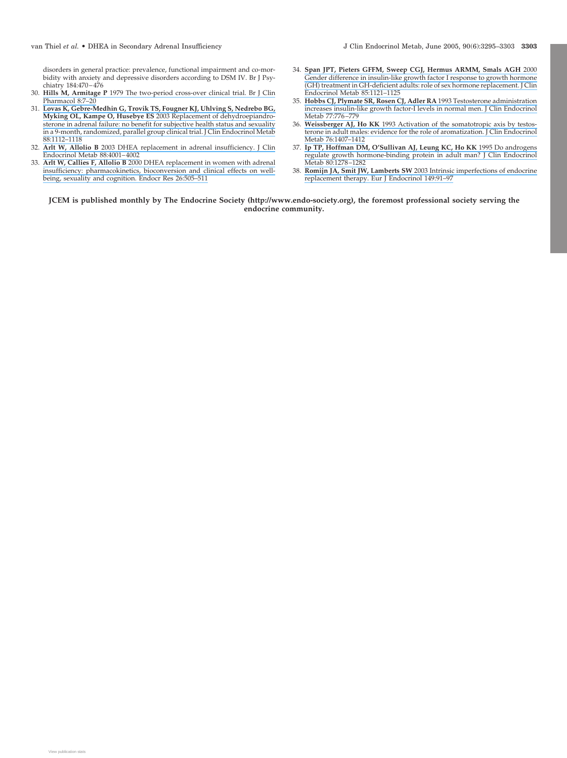disorders in general practice: prevalence, functional impairment and co-morbidity with anxiety and depressive disorders according to DSM IV. Br J Psychiatry 184:470–476

30. **Hills M, Armitage P** 1979 The two-period cross-over clinical trial. Br J Clin Pharmacol 8:7–20
31. **Lovas K, Gebre-Medhin G, Trovik TS, Fougner KJ, Uhlving S, Nedrebo BG, Myking OL, Kampe O, Husebye ES** 2003 Replacement of dehydroepiandrosterone in adrenal failure: no benefit for subjective health status and sexuality in a 9-month, randomized, parallel group clinical trial. J Clin Endocrinol Metab 88:1112–1118
32. **Arlt W, Allolio B** 2003 DHEA replacement in adrenal insufficiency. J Clin Endocrinol Metab 88:4001–4002
33. **Arlt W, Callies F, Allolio B** 2000 DHEA replacement in women with adrenal insufficiency: pharmacokinetics, bioconversion and clinical effects on well-being, sexuality and cognition. Endocr Res 26:505–511
34. **Span JPT, Pieters GFFM, Sweep CGJ, Hermus ARMM, Smals AGH** 2000 Gender difference in insulin-like growth factor I response to growth hormone (GH) treatment in GH-deficient adults: role of sex hormone replacement. J Clin Endocrinol Metab 85:1121–1125
35. **Hobbs CJ, Plymate SR, Rosen CJ, Adler RA** 1993 Testosterone administration increases insulin-like growth factor-I levels in normal men. J Clin Endocrinol Metab 77:776–779
36. **Weissberger AJ, Ho KK** 1993 Activation of the somatotropic axis by testosterone in adult males: evidence for the role of aromatization. J Clin Endocrinol Metab 76:1407–1412
37. **Ip TP, Hoffman DM, O'Sullivan AJ, Leung KC, Ho KK** 1995 Do androgens regulate growth hormone-binding protein in adult man? J Clin Endocrinol Metab 80:1278–1282
38. **Romijn JA, Smit JW, Lamberts SW** 2003 Intrinsic imperfections of endocrine replacement therapy. Eur J Endocrinol 149:91–97

**JCEM is published monthly by The Endocrine Society (http://www.endo-society.org), the foremost professional society serving the endocrine community.**